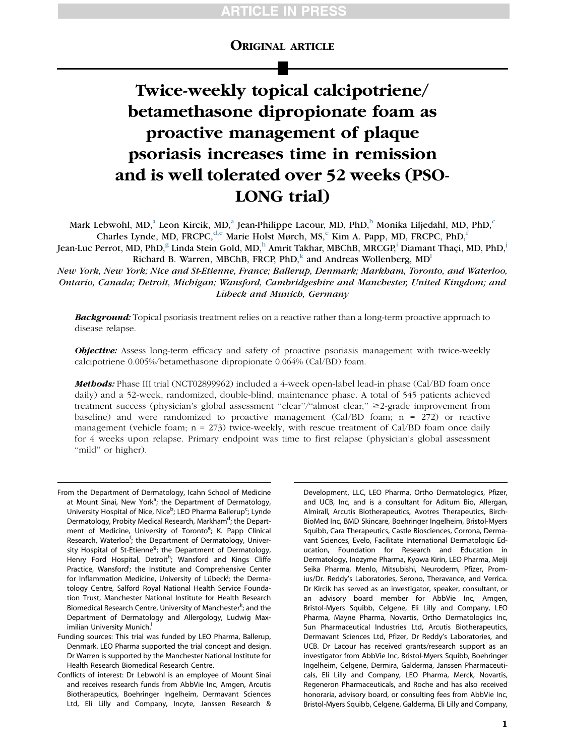ORIGINAL ARTICLE

# Twice-weekly topical calcipotriene/betamethasone dipropionate foam as proactive management of plaque psoriasis increases time in remission and is well tolerated over 52 weeks (PSO-LONG trial)

Mark Lebwohl, MD,[a] Leon Kircik, MD,[a] Jean-Philippe Lacour, MD, PhD,[b] Monika Liljedahl, MD, PhD,[c] Charles Lynde, MD, FRCPC,[d,e] Marie Holst Mørch, MS,[c] Kim A. Papp, MD, FRCPC, PhD,[f] Jean-Luc Perrot, MD, PhD,[g] Linda Stein Gold, MD,[h] Amrit Takhar, MBChB, MRCGP,[i] Diamant Thaçi, MD, PhD,[j] Richard B. Warren, MBChB, FRCP, PhD,[k] and Andreas Wollenberg, MD[l]

*New York, New York; Nice and St-Etienne, France; Ballerup, Denmark; Markham, Toronto, and Waterloo, Ontario, Canada; Detroit, Michigan; Wansford, Cambridgeshire and Manchester, United Kingdom; and Lübeck and Munich, Germany*

***Background:*** Topical psoriasis treatment relies on a reactive rather than a long-term proactive approach to disease relapse.

***Objective:*** Assess long-term efficacy and safety of proactive psoriasis management with twice-weekly calcipotriene 0.005%/betamethasone dipropionate 0.064% (Cal/BD) foam.

***Methods:*** Phase III trial (NCT02899962) included a 4-week open-label lead-in phase (Cal/BD foam once daily) and a 52-week, randomized, double-blind, maintenance phase. A total of 545 patients achieved treatment success (physician's global assessment "clear"/"almost clear," ≥2-grade improvement from baseline) and were randomized to proactive management (Cal/BD foam; n = 272) or reactive management (vehicle foam; n = 273) twice-weekly, with rescue treatment of Cal/BD foam once daily for 4 weeks upon relapse. Primary endpoint was time to first relapse (physician's global assessment "mild" or higher).

From the Department of Dermatology, Icahn School of Medicine at Mount Sinai, New York[a]; the Department of Dermatology, University Hospital of Nice, Nice[b]; LEO Pharma Ballerup[c]; Lynde Dermatology, Probity Medical Research, Markham[d]; the Department of Medicine, University of Toronto[e]; K. Papp Clinical Research, Waterloo[f]; the Department of Dermatology, University Hospital of St-Etienne[g]; the Department of Dermatology, Henry Ford Hospital, Detroit[h]; Wansford and Kings Cliffe Practice, Wansford[i]; the Institute and Comprehensive Center for Inflammation Medicine, University of Lübeck[j]; the Dermatology Centre, Salford Royal National Health Service Foundation Trust, Manchester National Institute for Health Research Biomedical Research Centre, University of Manchester[k]; and the Department of Dermatology and Allergology, Ludwig Maximilian University Munich.[l]

Funding sources: This trial was funded by LEO Pharma, Ballerup, Denmark. LEO Pharma supported the trial concept and design. Dr Warren is supported by the Manchester National Institute for Health Research Biomedical Research Centre.

Conflicts of interest: Dr Lebwohl is an employee of Mount Sinai and receives research funds from AbbVie Inc, Amgen, Arcutis Biotherapeutics, Boehringer Ingelheim, Dermavant Sciences Ltd, Eli Lilly and Company, Incyte, Janssen Research & Development, LLC, LEO Pharma, Ortho Dermatologics, Pfizer, and UCB, Inc, and is a consultant for Aditum Bio, Allergan, Almirall, Arcutis Biotherapeutics, Avotres Therapeutics, BirchBioMed Inc, BMD Skincare, Boehringer Ingelheim, Bristol-Myers Squibb, Cara Therapeutics, Castle Biosciences, Corrona, Dermavant Sciences, Evelo, Facilitate International Dermatologic Education, Foundation for Research and Education in Dermatology, Inozyme Pharma, Kyowa Kirin, LEO Pharma, Meiji Seika Pharma, Menlo, Mitsubishi, Neuroderm, Pfizer, Promius/Dr. Reddy's Laboratories, Serono, Theravance, and Verrica. Dr Kircik has served as an investigator, speaker, consultant, or an advisory board member for AbbVie Inc, Amgen, Bristol-Myers Squibb, Celgene, Eli Lilly and Company, LEO Pharma, Mayne Pharma, Novartis, Ortho Dermatologics Inc, Sun Pharmaceutical Industries Ltd, Arcutis Biotherapeutics, Dermavant Sciences Ltd, Pfizer, Dr Reddy's Laboratories, and UCB. Dr Lacour has received grants/research support as an investigator from AbbVie Inc, Bristol-Myers Squibb, Boehringer Ingelheim, Celgene, Dermira, Galderma, Janssen Pharmaceuticals, Eli Lilly and Company, LEO Pharma, Merck, Novartis, Regeneron Pharmaceuticals, and Roche and has also received honoraria, advisory board, or consulting fees from AbbVie Inc, Bristol-Myers Squibb, Celgene, Galderma, Eli Lilly and Company,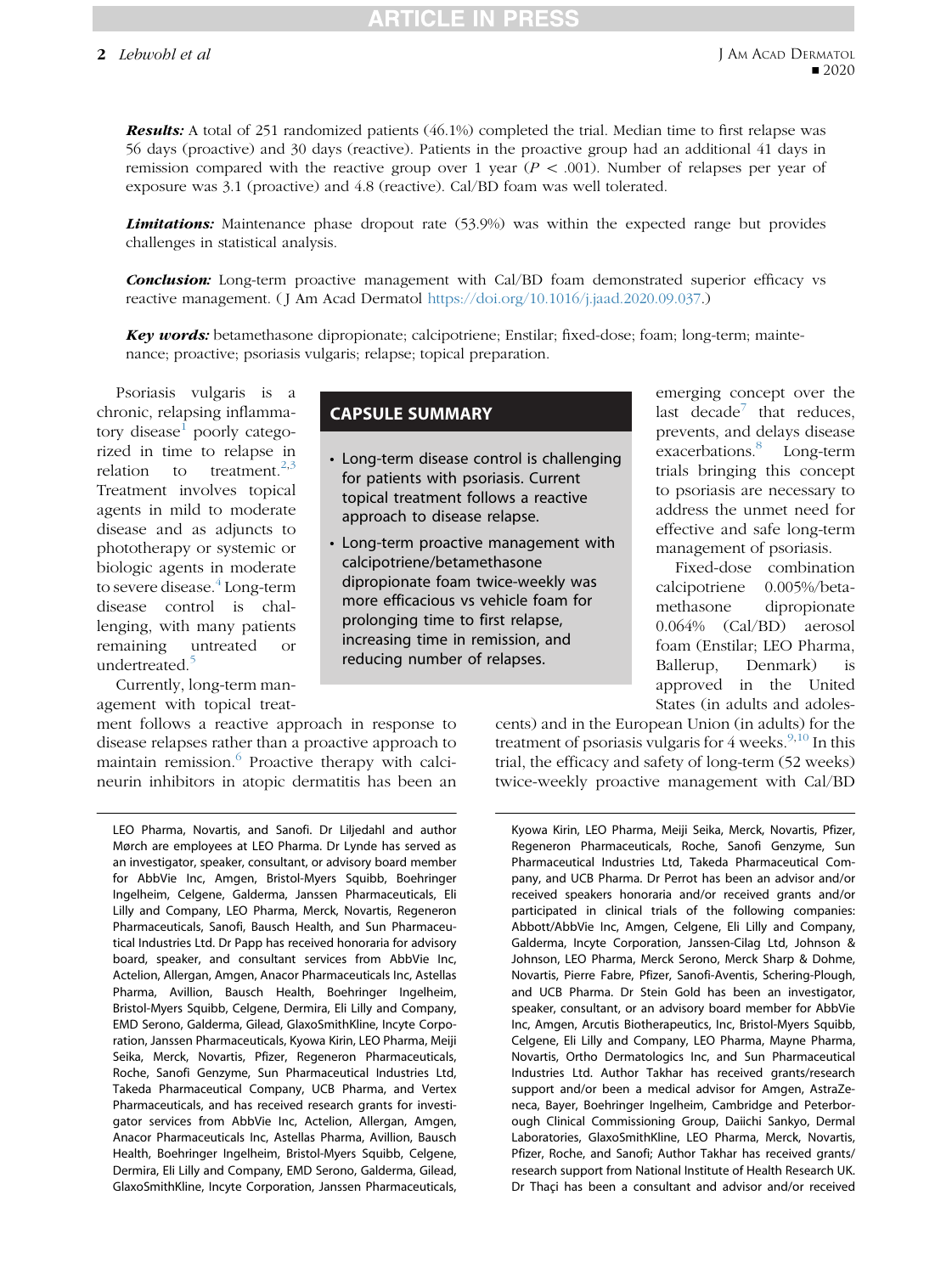***Results:*** A total of 251 randomized patients (46.1%) completed the trial. Median time to first relapse was 56 days (proactive) and 30 days (reactive). Patients in the proactive group had an additional 41 days in remission compared with the reactive group over 1 year ($P < .001$). Number of relapses per year of exposure was 3.1 (proactive) and 4.8 (reactive). Cal/BD foam was well tolerated.

***Limitations:*** Maintenance phase dropout rate (53.9%) was within the expected range but provides challenges in statistical analysis.

***Conclusion:*** Long-term proactive management with Cal/BD foam demonstrated superior efficacy vs reactive management. (J Am Acad Dermatol https://doi.org/10.1016/j.jaad.2020.09.037.)

***Key words:*** betamethasone dipropionate; calcipotriene; Enstilar; fixed-dose; foam; long-term; maintenance; proactive; psoriasis vulgaris; relapse; topical preparation.

Psoriasis vulgaris is a chronic, relapsing inflammatory disease[1] poorly categorized in time to relapse in relation to treatment.[2,3] Treatment involves topical agents in mild to moderate disease and as adjuncts to phototherapy or systemic or biologic agents in moderate to severe disease.[4] Long-term disease control is challenging, with many patients remaining untreated or undertreated.[5]

Currently, long-term management with topical treatment follows a reactive approach in response to disease relapses rather than a proactive approach to maintain remission.[6] Proactive therapy with calcineurin inhibitors in atopic dermatitis has been an emerging concept over the last decade[7] that reduces, prevents, and delays disease exacerbations.[8] Long-term trials bringing this concept to psoriasis are necessary to address the unmet need for effective and safe long-term management of psoriasis.

Fixed-dose combination calcipotriene 0.005%/betamethasone dipropionate 0.064% (Cal/BD) aerosol foam (Enstilar; LEO Pharma, Ballerup, Denmark) is approved in the United States (in adults and adolescents) and in the European Union (in adults) for the treatment of psoriasis vulgaris for 4 weeks.[9,10] In this trial, the efficacy and safety of long-term (52 weeks) twice-weekly proactive management with Cal/BD

## CAPSULE SUMMARY

- Long-term disease control is challenging for patients with psoriasis. Current topical treatment follows a reactive approach to disease relapse.
- Long-term proactive management with calcipotriene/betamethasone dipropionate foam twice-weekly was more efficacious vs vehicle foam for prolonging time to first relapse, increasing time in remission, and reducing number of relapses.

LEO Pharma, Novartis, and Sanofi. Dr Liljedahl and author Mørch are employees at LEO Pharma. Dr Lynde has served as an investigator, speaker, consultant, or advisory board member for AbbVie Inc, Amgen, Bristol-Myers Squibb, Boehringer Ingelheim, Celgene, Galderma, Janssen Pharmaceuticals, Eli Lilly and Company, LEO Pharma, Merck, Novartis, Regeneron Pharmaceuticals, Sanofi, Bausch Health, and Sun Pharmaceutical Industries Ltd. Dr Papp has received honoraria for advisory board, speaker, and consultant services from AbbVie Inc, Actelion, Allergan, Amgen, Anacor Pharmaceuticals Inc, Astellas Pharma, Avillion, Bausch Health, Boehringer Ingelheim, Bristol-Myers Squibb, Celgene, Dermira, Eli Lilly and Company, EMD Serono, Galderma, Gilead, GlaxoSmithKline, Incyte Corporation, Janssen Pharmaceuticals, Kyowa Kirin, LEO Pharma, Meiji Seika, Merck, Novartis, Pfizer, Regeneron Pharmaceuticals, Roche, Sanofi Genzyme, Sun Pharmaceutical Industries Ltd, Takeda Pharmaceutical Company, UCB Pharma, and Vertex Pharmaceuticals, and has received research grants for investigator services from AbbVie Inc, Actelion, Allergan, Amgen, Anacor Pharmaceuticals Inc, Astellas Pharma, Avillion, Bausch Health, Boehringer Ingelheim, Bristol-Myers Squibb, Celgene, Dermira, Eli Lilly and Company, EMD Serono, Galderma, Gilead, GlaxoSmithKline, Incyte Corporation, Janssen Pharmaceuticals, Kyowa Kirin, LEO Pharma, Meiji Seika, Merck, Novartis, Pfizer, Regeneron Pharmaceuticals, Roche, Sanofi Genzyme, Sun Pharmaceutical Industries Ltd, Takeda Pharmaceutical Company, and UCB Pharma. Dr Perrot has been an advisor and/or received speakers honoraria and/or received grants and/or participated in clinical trials of the following companies: Abbott/AbbVie Inc, Amgen, Celgene, Eli Lilly and Company, Galderma, Incyte Corporation, Janssen-Cilag Ltd, Johnson & Johnson, LEO Pharma, Merck Serono, Merck Sharp & Dohme, Novartis, Pierre Fabre, Pfizer, Sanofi-Aventis, Schering-Plough, and UCB Pharma. Dr Stein Gold has been an investigator, speaker, consultant, or an advisory board member for AbbVie Inc, Amgen, Arcutis Biotherapeutics, Inc, Bristol-Myers Squibb, Celgene, Eli Lilly and Company, LEO Pharma, Mayne Pharma, Novartis, Ortho Dermatologics Inc, and Sun Pharmaceutical Industries Ltd. Author Takhar has received grants/research support and/or been a medical advisor for Amgen, AstraZeneca, Bayer, Boehringer Ingelheim, Cambridge and Peterborough Clinical Commissioning Group, Daiichi Sankyo, Dermal Laboratories, GlaxoSmithKline, LEO Pharma, Merck, Novartis, Pfizer, Roche, and Sanofi; Author Takhar has received grants/research support from National Institute of Health Research UK. Dr Thaçi has been a consultant and advisor and/or received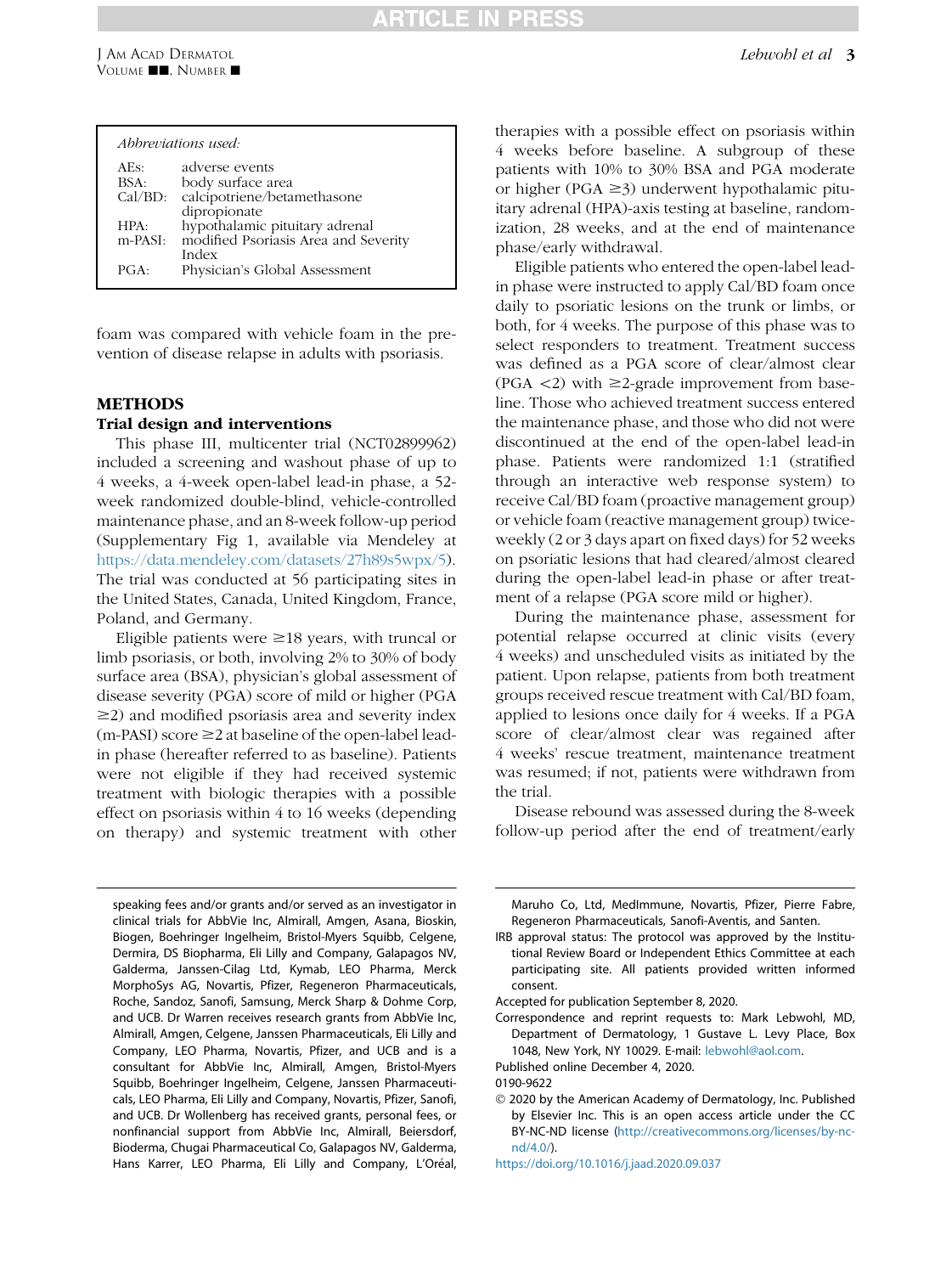| Abbreviations used: | |
|---|---|
| AEs: | adverse events |
| BSA: | body surface area |
| Cal/BD: | calcipotriene/betamethasone dipropionate |
| HPA: | hypothalamic pituitary adrenal |
| m-PASI: | modified Psoriasis Area and Severity Index |
| PGA: | Physician's Global Assessment |

foam was compared with vehicle foam in the prevention of disease relapse in adults with psoriasis.

## METHODS

### Trial design and interventions

This phase III, multicenter trial (NCT02899962) included a screening and washout phase of up to 4 weeks, a 4-week open-label lead-in phase, a 52-week randomized double-blind, vehicle-controlled maintenance phase, and an 8-week follow-up period (Supplementary Fig 1, available via Mendeley at https://data.mendeley.com/datasets/27h89s5wpx/5). The trial was conducted at 56 participating sites in the United States, Canada, United Kingdom, France, Poland, and Germany.

Eligible patients were ≥18 years, with truncal or limb psoriasis, or both, involving 2% to 30% of body surface area (BSA), physician's global assessment of disease severity (PGA) score of mild or higher (PGA ≥2) and modified psoriasis area and severity index (m-PASI) score ≥2 at baseline of the open-label lead-in phase (hereafter referred to as baseline). Patients were not eligible if they had received systemic treatment with biologic therapies with a possible effect on psoriasis within 4 to 16 weeks (depending on therapy) and systemic treatment with other therapies with a possible effect on psoriasis within 4 weeks before baseline. A subgroup of these patients with 10% to 30% BSA and PGA moderate or higher (PGA ≥3) underwent hypothalamic pituitary adrenal (HPA)-axis testing at baseline, randomization, 28 weeks, and at the end of maintenance phase/early withdrawal.

Eligible patients who entered the open-label lead-in phase were instructed to apply Cal/BD foam once daily to psoriatic lesions on the trunk or limbs, or both, for 4 weeks. The purpose of this phase was to select responders to treatment. Treatment success was defined as a PGA score of clear/almost clear (PGA <2) with ≥2-grade improvement from baseline. Those who achieved treatment success entered the maintenance phase, and those who did not were discontinued at the end of the open-label lead-in phase. Patients were randomized 1:1 (stratified through an interactive web response system) to receive Cal/BD foam (proactive management group) or vehicle foam (reactive management group) twice-weekly (2 or 3 days apart on fixed days) for 52 weeks on psoriatic lesions that had cleared/almost cleared during the open-label lead-in phase or after treatment of a relapse (PGA score mild or higher).

During the maintenance phase, assessment for potential relapse occurred at clinic visits (every 4 weeks) and unscheduled visits as initiated by the patient. Upon relapse, patients from both treatment groups received rescue treatment with Cal/BD foam, applied to lesions once daily for 4 weeks. If a PGA score of clear/almost clear was regained after 4 weeks' rescue treatment, maintenance treatment was resumed; if not, patients were withdrawn from the trial.

Disease rebound was assessed during the 8-week follow-up period after the end of treatment/early

speaking fees and/or grants and/or served as an investigator in clinical trials for AbbVie Inc, Almirall, Amgen, Asana, Bioskin, Biogen, Boehringer Ingelheim, Bristol-Myers Squibb, Celgene, Dermira, DS Biopharma, Eli Lilly and Company, Galapagos NV, Galderma, Janssen-Cilag Ltd, Kymab, LEO Pharma, Merck MorphoSys AG, Novartis, Pfizer, Regeneron Pharmaceuticals, Roche, Sandoz, Sanofi, Samsung, Merck Sharp & Dohme Corp, and UCB. Dr Warren receives research grants from AbbVie Inc, Almirall, Amgen, Celgene, Janssen Pharmaceuticals, Eli Lilly and Company, LEO Pharma, Novartis, Pfizer, and UCB and is a consultant for AbbVie Inc, Almirall, Amgen, Bristol-Myers Squibb, Boehringer Ingelheim, Celgene, Janssen Pharmaceuticals, LEO Pharma, Eli Lilly and Company, Novartis, Pfizer, Sanofi, and UCB. Dr Wollenberg has received grants, personal fees, or nonfinancial support from AbbVie Inc, Almirall, Beiersdorf, Bioderma, Chugai Pharmaceutical Co, Galapagos NV, Galderma, Hans Karrer, LEO Pharma, Eli Lilly and Company, L'Oréal, Maruho Co, Ltd, MedImmune, Novartis, Pfizer, Pierre Fabre, Regeneron Pharmaceuticals, Sanofi-Aventis, and Santen.

IRB approval status: The protocol was approved by the Institutional Review Board or Independent Ethics Committee at each participating site. All patients provided written informed consent.

Accepted for publication September 8, 2020.

Correspondence and reprint requests to: Mark Lebwohl, MD, Department of Dermatology, 1 Gustave L. Levy Place, Box 1048, New York, NY 10029. E-mail: lebwohl@aol.com.

Published online December 4, 2020.

0190-9622

© 2020 by the American Academy of Dermatology, Inc. Published by Elsevier Inc. This is an open access article under the CC BY-NC-ND license (http://creativecommons.org/licenses/by-nc-nd/4.0/).

https://doi.org/10.1016/j.jaad.2020.09.037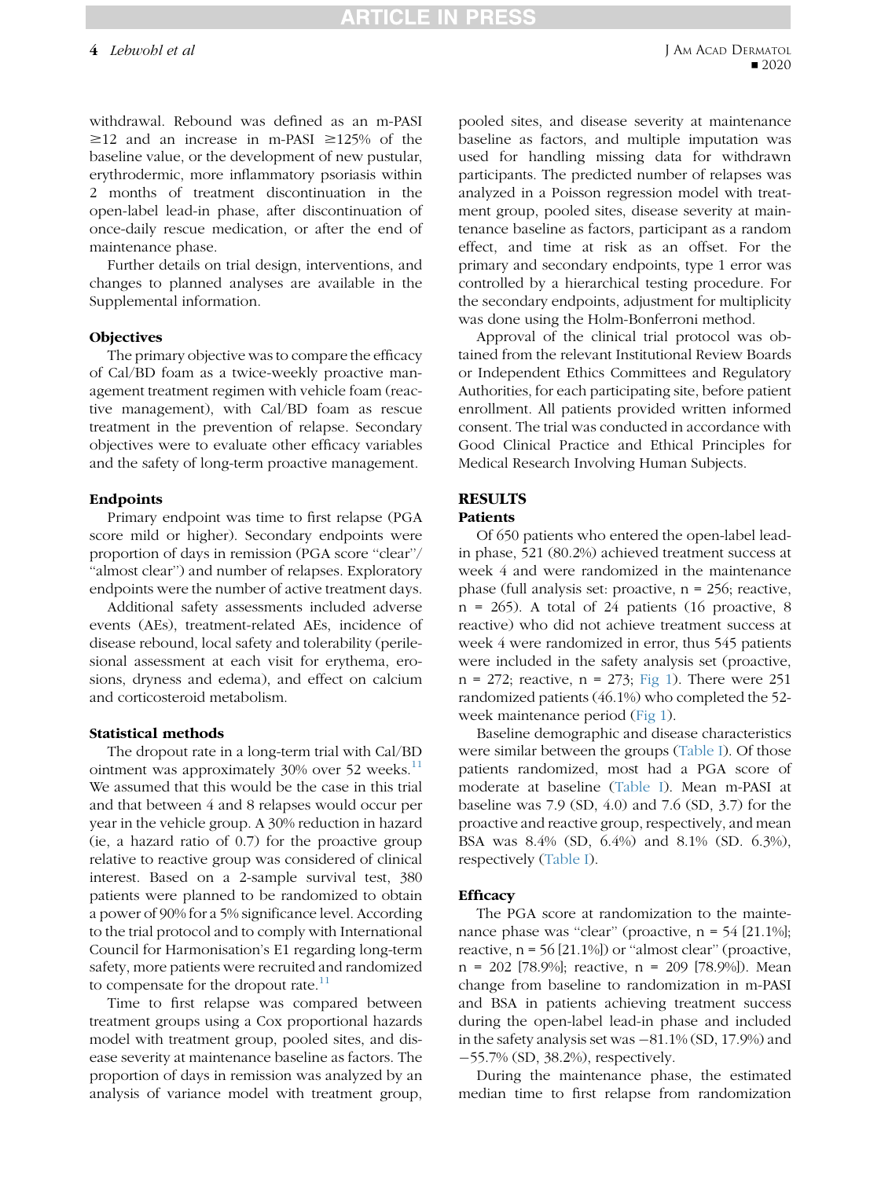withdrawal. Rebound was defined as an m-PASI ≥12 and an increase in m-PASI ≥125% of the baseline value, or the development of new pustular, erythrodermic, more inflammatory psoriasis within 2 months of treatment discontinuation in the open-label lead-in phase, after discontinuation of once-daily rescue medication, or after the end of maintenance phase.

Further details on trial design, interventions, and changes to planned analyses are available in the Supplemental information.

### Objectives

The primary objective was to compare the efficacy of Cal/BD foam as a twice-weekly proactive management treatment regimen with vehicle foam (reactive management), with Cal/BD foam as rescue treatment in the prevention of relapse. Secondary objectives were to evaluate other efficacy variables and the safety of long-term proactive management.

### Endpoints

Primary endpoint was time to first relapse (PGA score mild or higher). Secondary endpoints were proportion of days in remission (PGA score "clear"/"almost clear") and number of relapses. Exploratory endpoints were the number of active treatment days.

Additional safety assessments included adverse events (AEs), treatment-related AEs, incidence of disease rebound, local safety and tolerability (perilesional assessment at each visit for erythema, erosions, dryness and edema), and effect on calcium and corticosteroid metabolism.

### Statistical methods

The dropout rate in a long-term trial with Cal/BD ointment was approximately 30% over 52 weeks.[11] We assumed that this would be the case in this trial and that between 4 and 8 relapses would occur per year in the vehicle group. A 30% reduction in hazard (ie, a hazard ratio of 0.7) for the proactive group relative to reactive group was considered of clinical interest. Based on a 2-sample survival test, 380 patients were planned to be randomized to obtain a power of 90% for a 5% significance level. According to the trial protocol and to comply with International Council for Harmonisation's E1 regarding long-term safety, more patients were recruited and randomized to compensate for the dropout rate.[11]

Time to first relapse was compared between treatment groups using a Cox proportional hazards model with treatment group, pooled sites, and disease severity at maintenance baseline as factors. The proportion of days in remission was analyzed by an analysis of variance model with treatment group, pooled sites, and disease severity at maintenance baseline as factors, and multiple imputation was used for handling missing data for withdrawn participants. The predicted number of relapses was analyzed in a Poisson regression model with treatment group, pooled sites, disease severity at maintenance baseline as factors, participant as a random effect, and time at risk as an offset. For the primary and secondary endpoints, type 1 error was controlled by a hierarchical testing procedure. For the secondary endpoints, adjustment for multiplicity was done using the Holm-Bonferroni method.

Approval of the clinical trial protocol was obtained from the relevant Institutional Review Boards or Independent Ethics Committees and Regulatory Authorities, for each participating site, before patient enrollment. All patients provided written informed consent. The trial was conducted in accordance with Good Clinical Practice and Ethical Principles for Medical Research Involving Human Subjects.

## RESULTS

### Patients

Of 650 patients who entered the open-label lead-in phase, 521 (80.2%) achieved treatment success at week 4 and were randomized in the maintenance phase (full analysis set: proactive, n = 256; reactive, n = 265). A total of 24 patients (16 proactive, 8 reactive) who did not achieve treatment success at week 4 were randomized in error, thus 545 patients were included in the safety analysis set (proactive, n = 272; reactive, n = 273; Fig 1). There were 251 randomized patients (46.1%) who completed the 52-week maintenance period (Fig 1).

Baseline demographic and disease characteristics were similar between the groups (Table I). Of those patients randomized, most had a PGA score of moderate at baseline (Table I). Mean m-PASI at baseline was 7.9 (SD, 4.0) and 7.6 (SD, 3.7) for the proactive and reactive group, respectively, and mean BSA was 8.4% (SD, 6.4%) and 8.1% (SD. 6.3%), respectively (Table I).

### Efficacy

The PGA score at randomization to the maintenance phase was "clear" (proactive, n = 54 [21.1%]; reactive, n = 56 [21.1%]) or "almost clear" (proactive, n = 202 [78.9%]; reactive, n = 209 [78.9%]). Mean change from baseline to randomization in m-PASI and BSA in patients achieving treatment success during the open-label lead-in phase and included in the safety analysis set was −81.1% (SD, 17.9%) and −55.7% (SD, 38.2%), respectively.

During the maintenance phase, the estimated median time to first relapse from randomization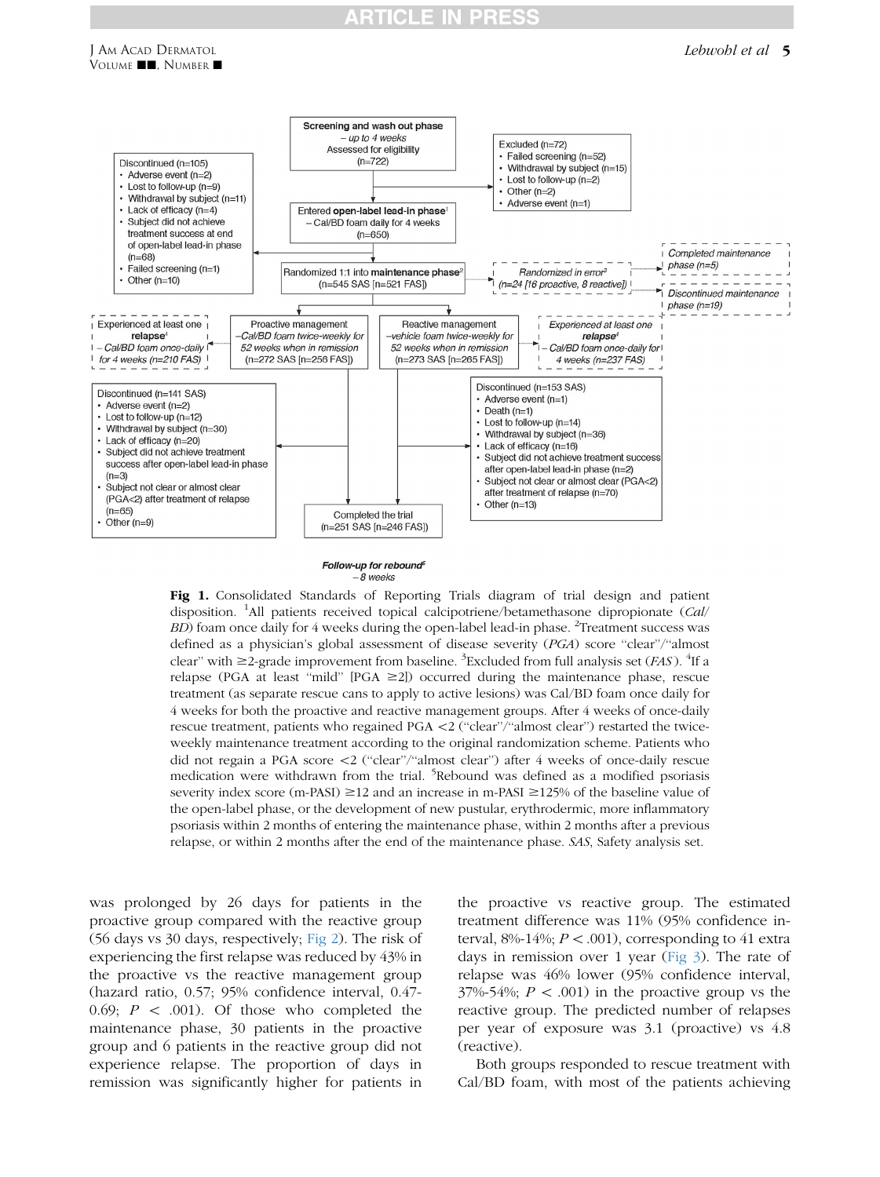Screening and wash out phase
– up to 4 weeks
Assessed for eligibility
(n=722)

Excluded (n=72)
- Failed screening (n=52)
- Withdrawal by subject (n=15)
- Lost to follow-up (n=2)
- Other (n=2)
- Adverse event (n=1)

Entered **open-label lead-in phase**[1]
– Cal/BD foam daily for 4 weeks
(n=650)

Discontinued (n=105)
- Adverse event (n=2)
- Lost to follow-up (n=9)
- Withdrawal by subject (n=11)
- Lack of efficacy (n=4)
- Subject did not achieve treatment success at end of open-label lead-in phase (n=68)
- Failed screening (n=1)
- Other (n=10)

Randomized 1:1 into **maintenance phase**[2]
(n=545 SAS [n=521 FAS])

*Randomized in error*[3]
*(n=24 [16 proactive, 8 reactive])*

*Completed maintenance phase (n=5)*

*Discontinued maintenance phase (n=19)*

Proactive management
*–Cal/BD foam twice-weekly for 52 weeks when in remission*
(n=272 SAS [n=256 FAS])

Reactive management
*–vehicle foam twice-weekly for 52 weeks when in remission*
(n=273 SAS [n=265 FAS])

*Experienced at least one* ***relapse***[4]
*– Cal/BD foam once-daily for 4 weeks (n=210 FAS)*

*Experienced at least one* ***relapse***[4]
*– Cal/BD foam once-daily for 4 weeks (n=237 FAS)*

Discontinued (n=141 SAS)
- Adverse event (n=2)
- Lost to follow-up (n=12)
- Withdrawal by subject (n=30)
- Lack of efficacy (n=20)
- Subject did not achieve treatment success after open-label lead-in phase (n=3)
- Subject not clear or almost clear (PGA<2) after treatment of relapse (n=65)
- Other (n=9)

Discontinued (n=153 SAS)
- Adverse event (n=1)
- Death (n=1)
- Lost to follow-up (n=14)
- Withdrawal by subject (n=36)
- Lack of efficacy (n=16)
- Subject did not achieve treatment success after open-label lead-in phase (n=2)
- Subject not clear or almost clear (PGA<2) after treatment of relapse (n=70)
- Other (n=13)

Completed the trial
(n=251 SAS [n=246 FAS])

***Follow-up for rebound***[5]
*– 8 weeks*

**Fig 1.** Consolidated Standards of Reporting Trials diagram of trial design and patient disposition. [1]All patients received topical calcipotriene/betamethasone dipropionate (*Cal/BD*) foam once daily for 4 weeks during the open-label lead-in phase. [2]Treatment success was defined as a physician's global assessment of disease severity (*PGA*) score "clear"/"almost clear" with ≥2-grade improvement from baseline. [3]Excluded from full analysis set (*FAS*). [4]If a relapse (PGA at least "mild" [PGA ≥2]) occurred during the maintenance phase, rescue treatment (as separate rescue cans to apply to active lesions) was Cal/BD foam once daily for 4 weeks for both the proactive and reactive management groups. After 4 weeks of once-daily rescue treatment, patients who regained PGA <2 ("clear"/"almost clear") restarted the twice-weekly maintenance treatment according to the original randomization scheme. Patients who did not regain a PGA score <2 ("clear"/"almost clear") after 4 weeks of once-daily rescue medication were withdrawn from the trial. [5]Rebound was defined as a modified psoriasis severity index score (m-PASI) ≥12 and an increase in m-PASI ≥125% of the baseline value of the open-label phase, or the development of new pustular, erythrodermic, more inflammatory psoriasis within 2 months of entering the maintenance phase, within 2 months after a previous relapse, or within 2 months after the end of the maintenance phase. *SAS*, Safety analysis set.

was prolonged by 26 days for patients in the proactive group compared with the reactive group (56 days vs 30 days, respectively; Fig 2). The risk of experiencing the first relapse was reduced by 43% in the proactive vs the reactive management group (hazard ratio, 0.57; 95% confidence interval, 0.47-0.69; $P < .001$). Of those who completed the maintenance phase, 30 patients in the proactive group and 6 patients in the reactive group did not experience relapse. The proportion of days in remission was significantly higher for patients in the proactive vs reactive group. The estimated treatment difference was 11% (95% confidence interval, 8%-14%; $P < .001$), corresponding to 41 extra days in remission over 1 year (Fig 3). The rate of relapse was 46% lower (95% confidence interval, 37%-54%; $P < .001$) in the proactive group vs the reactive group. The predicted number of relapses per year of exposure was 3.1 (proactive) vs 4.8 (reactive).

Both groups responded to rescue treatment with Cal/BD foam, with most of the patients achieving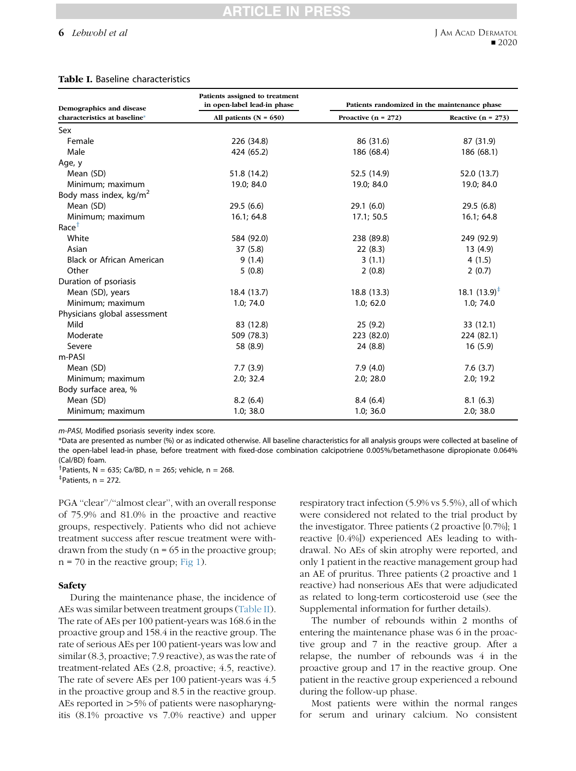**Table I.** Baseline characteristics

| Demographics and disease characteristics at baseline* | Patients assigned to treatment in open-label lead-in phase | Patients randomized in the maintenance phase | |
|---|---|---|---|
| | All patients (N = 650) | Proactive (n = 272) | Reactive (n = 273) |
| Sex | | | |
| Female | 226 (34.8) | 86 (31.6) | 87 (31.9) |
| Male | 424 (65.2) | 186 (68.4) | 186 (68.1) |
| Age, y | | | |
| Mean (SD) | 51.8 (14.2) | 52.5 (14.9) | 52.0 (13.7) |
| Minimum; maximum | 19.0; 84.0 | 19.0; 84.0 | 19.0; 84.0 |
| Body mass index, kg/m$^2$ | | | |
| Mean (SD) | 29.5 (6.6) | 29.1 (6.0) | 29.5 (6.8) |
| Minimum; maximum | 16.1; 64.8 | 17.1; 50.5 | 16.1; 64.8 |
| Race[†] | | | |
| White | 584 (92.0) | 238 (89.8) | 249 (92.9) |
| Asian | 37 (5.8) | 22 (8.3) | 13 (4.9) |
| Black or African American | 9 (1.4) | 3 (1.1) | 4 (1.5) |
| Other | 5 (0.8) | 2 (0.8) | 2 (0.7) |
| Duration of psoriasis | | | |
| Mean (SD), years | 18.4 (13.7) | 18.8 (13.3) | 18.1 (13.9)[‡] |
| Minimum; maximum | 1.0; 74.0 | 1.0; 62.0 | 1.0; 74.0 |
| Physicians global assessment | | | |
| Mild | 83 (12.8) | 25 (9.2) | 33 (12.1) |
| Moderate | 509 (78.3) | 223 (82.0) | 224 (82.1) |
| Severe | 58 (8.9) | 24 (8.8) | 16 (5.9) |
| m-PASI | | | |
| Mean (SD) | 7.7 (3.9) | 7.9 (4.0) | 7.6 (3.7) |
| Minimum; maximum | 2.0; 32.4 | 2.0; 28.0 | 2.0; 19.2 |
| Body surface area, % | | | |
| Mean (SD) | 8.2 (6.4) | 8.4 (6.4) | 8.1 (6.3) |
| Minimum; maximum | 1.0; 38.0 | 1.0; 36.0 | 2.0; 38.0 |

*m-PASI*, Modified psoriasis severity index score.

*Data are presented as number (%) or as indicated otherwise. All baseline characteristics for all analysis groups were collected at baseline of the open-label lead-in phase, before treatment with fixed-dose combination calcipotriene 0.005%/betamethasone dipropionate 0.064% (Cal/BD) foam.

[†]Patients, N = 635; Ca/BD, n = 265; vehicle, n = 268.

[‡]Patients, n = 272.

PGA "clear"/"almost clear", with an overall response of 75.9% and 81.0% in the proactive and reactive groups, respectively. Patients who did not achieve treatment success after rescue treatment were withdrawn from the study (n = 65 in the proactive group; n = 70 in the reactive group; Fig 1).

## Safety

During the maintenance phase, the incidence of AEs was similar between treatment groups (Table II). The rate of AEs per 100 patient-years was 168.6 in the proactive group and 158.4 in the reactive group. The rate of serious AEs per 100 patient-years was low and similar (8.3, proactive; 7.9 reactive), as was the rate of treatment-related AEs (2.8, proactive; 4.5, reactive). The rate of severe AEs per 100 patient-years was 4.5 in the proactive group and 8.5 in the reactive group. AEs reported in >5% of patients were nasopharyngitis (8.1% proactive vs 7.0% reactive) and upper respiratory tract infection (5.9% vs 5.5%), all of which were considered not related to the trial product by the investigator. Three patients (2 proactive [0.7%]; 1 reactive [0.4%]) experienced AEs leading to withdrawal. No AEs of skin atrophy were reported, and only 1 patient in the reactive management group had an AE of pruritus. Three patients (2 proactive and 1 reactive) had nonserious AEs that were adjudicated as related to long-term corticosteroid use (see the Supplemental information for further details).

The number of rebounds within 2 months of entering the maintenance phase was 6 in the proactive group and 7 in the reactive group. After a relapse, the number of rebounds was 4 in the proactive group and 17 in the reactive group. One patient in the reactive group experienced a rebound during the follow-up phase.

Most patients were within the normal ranges for serum and urinary calcium. No consistent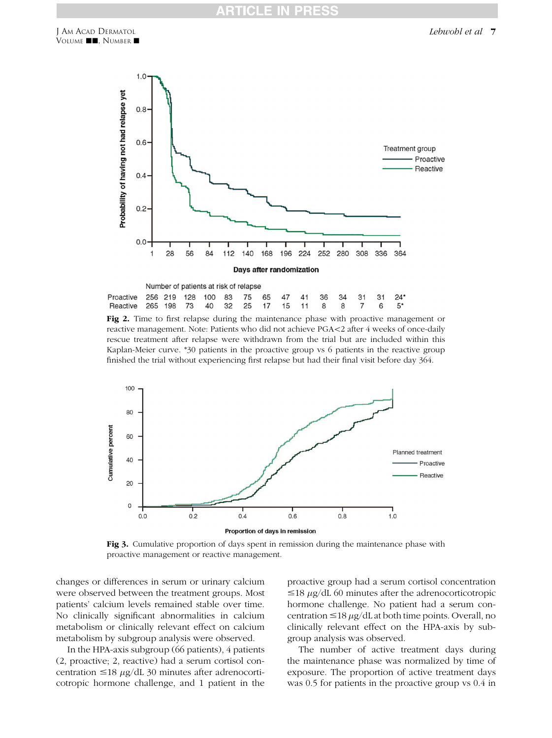Number of patients at risk of relapse

| | | | | | | | | | | | | | | |
|---|---|---|---|---|---|---|---|---|---|---|---|---|---|---|
| Proactive | 256 | 219 | 128 | 100 | 83 | 75 | 65 | 47 | 41 | 36 | 34 | 31 | 31 | 24* |
| Reactive | 265 | 198 | 73 | 40 | 32 | 25 | 17 | 15 | 11 | 8 | 8 | 7 | 6 | 5* |

**Fig 2.** Time to first relapse during the maintenance phase with proactive management or reactive management. Note: Patients who did not achieve PGA<2 after 4 weeks of once-daily rescue treatment after relapse were withdrawn from the trial but are included within this Kaplan-Meier curve. *30 patients in the proactive group vs 6 patients in the reactive group finished the trial without experiencing first relapse but had their final visit before day 364.

**Fig 3.** Cumulative proportion of days spent in remission during the maintenance phase with proactive management or reactive management.

changes or differences in serum or urinary calcium were observed between the treatment groups. Most patients' calcium levels remained stable over time. No clinically significant abnormalities in calcium metabolism or clinically relevant effect on calcium metabolism by subgroup analysis were observed.

In the HPA-axis subgroup (66 patients), 4 patients (2, proactive; 2, reactive) had a serum cortisol concentration ≤18 μg/dL 30 minutes after adrenocorticotropic hormone challenge, and 1 patient in the proactive group had a serum cortisol concentration ≤18 μg/dL 60 minutes after the adrenocorticotropic hormone challenge. No patient had a serum concentration ≤18 μg/dL at both time points. Overall, no clinically relevant effect on the HPA-axis by subgroup analysis was observed.

The number of active treatment days during the maintenance phase was normalized by time of exposure. The proportion of active treatment days was 0.5 for patients in the proactive group vs 0.4 in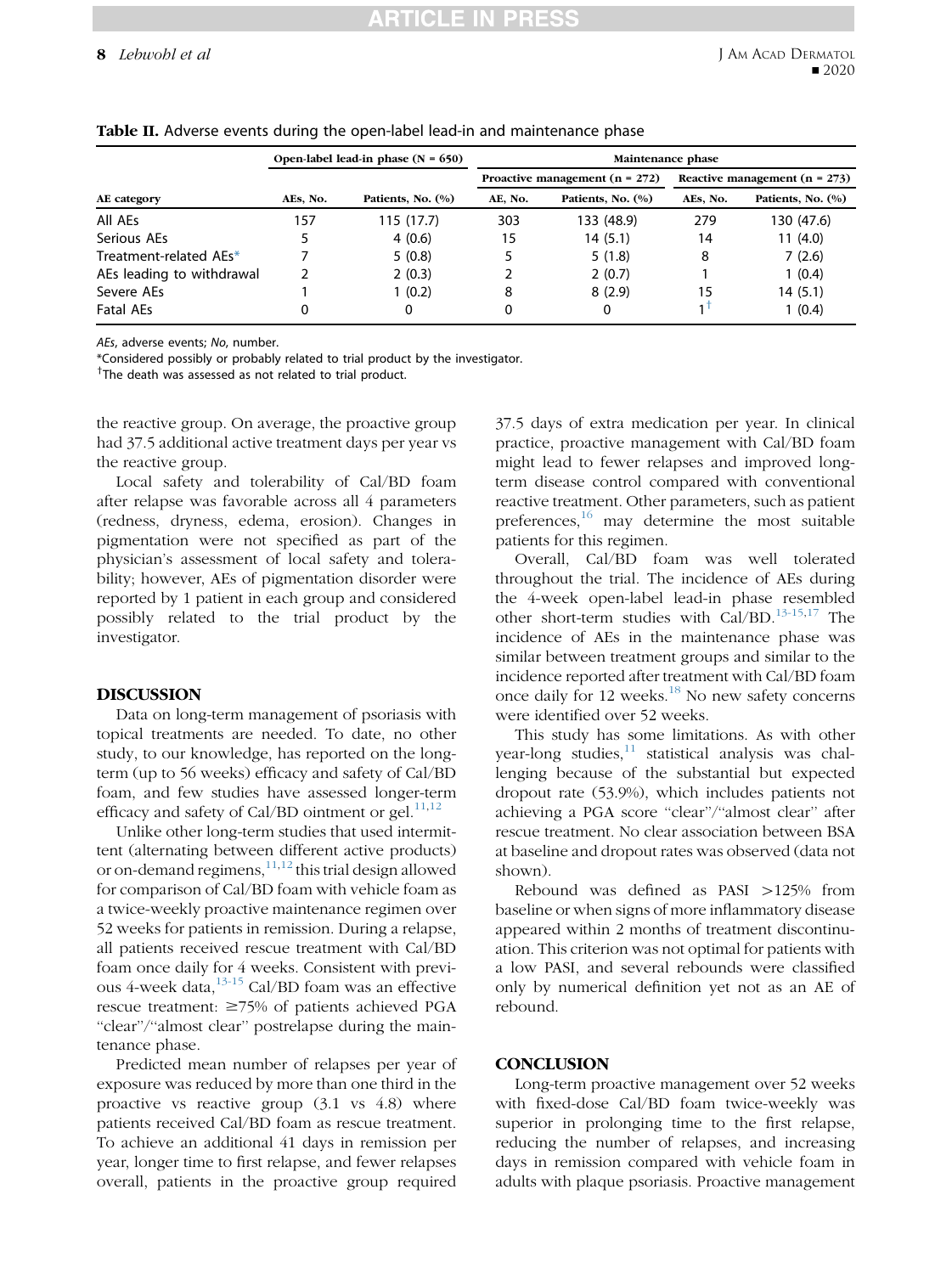**Table II.** Adverse events during the open-label lead-in and maintenance phase

| AE category | Open-label lead-in phase (N = 650) | | Maintenance phase | | | |
|---|---|---|---|---|---|---|
| | | | Proactive management (n = 272) | | Reactive management (n = 273) | |
| | AEs, No. | Patients, No. (%) | AE, No. | Patients, No. (%) | AEs, No. | Patients, No. (%) |
| All AEs | 157 | 115 (17.7) | 303 | 133 (48.9) | 279 | 130 (47.6) |
| Serious AEs | 5 | 4 (0.6) | 15 | 14 (5.1) | 14 | 11 (4.0) |
| Treatment-related AEs* | 7 | 5 (0.8) | 5 | 5 (1.8) | 8 | 7 (2.6) |
| AEs leading to withdrawal | 2 | 2 (0.3) | 2 | 2 (0.7) | 1 | 1 (0.4) |
| Severe AEs | 1 | 1 (0.2) | 8 | 8 (2.9) | 15 | 14 (5.1) |
| Fatal AEs | 0 | 0 | 0 | 0 | 1† | 1 (0.4) |

*AEs*, adverse events; *No*, number.

*Considered possibly or probably related to trial product by the investigator.

†The death was assessed as not related to trial product.

the reactive group. On average, the proactive group had 37.5 additional active treatment days per year vs the reactive group.

Local safety and tolerability of Cal/BD foam after relapse was favorable across all 4 parameters (redness, dryness, edema, erosion). Changes in pigmentation were not specified as part of the physician's assessment of local safety and tolerability; however, AEs of pigmentation disorder were reported by 1 patient in each group and considered possibly related to the trial product by the investigator.

## DISCUSSION

Data on long-term management of psoriasis with topical treatments are needed. To date, no other study, to our knowledge, has reported on the long-term (up to 56 weeks) efficacy and safety of Cal/BD foam, and few studies have assessed longer-term efficacy and safety of Cal/BD ointment or gel.[11,12]

Unlike other long-term studies that used intermittent (alternating between different active products) or on-demand regimens,[11,12] this trial design allowed for comparison of Cal/BD foam with vehicle foam as a twice-weekly proactive maintenance regimen over 52 weeks for patients in remission. During a relapse, all patients received rescue treatment with Cal/BD foam once daily for 4 weeks. Consistent with previous 4-week data,[13-15] Cal/BD foam was an effective rescue treatment: ≥75% of patients achieved PGA "clear"/"almost clear" postrelapse during the maintenance phase.

Predicted mean number of relapses per year of exposure was reduced by more than one third in the proactive vs reactive group (3.1 vs 4.8) where patients received Cal/BD foam as rescue treatment. To achieve an additional 41 days in remission per year, longer time to first relapse, and fewer relapses overall, patients in the proactive group required 37.5 days of extra medication per year. In clinical practice, proactive management with Cal/BD foam might lead to fewer relapses and improved long-term disease control compared with conventional reactive treatment. Other parameters, such as patient preferences,[16] may determine the most suitable patients for this regimen.

Overall, Cal/BD foam was well tolerated throughout the trial. The incidence of AEs during the 4-week open-label lead-in phase resembled other short-term studies with Cal/BD.[13-15,17] The incidence of AEs in the maintenance phase was similar between treatment groups and similar to the incidence reported after treatment with Cal/BD foam once daily for 12 weeks.[18] No new safety concerns were identified over 52 weeks.

This study has some limitations. As with other year-long studies,[11] statistical analysis was challenging because of the substantial but expected dropout rate (53.9%), which includes patients not achieving a PGA score "clear"/"almost clear" after rescue treatment. No clear association between BSA at baseline and dropout rates was observed (data not shown).

Rebound was defined as PASI >125% from baseline or when signs of more inflammatory disease appeared within 2 months of treatment discontinuation. This criterion was not optimal for patients with a low PASI, and several rebounds were classified only by numerical definition yet not as an AE of rebound.

## CONCLUSION

Long-term proactive management over 52 weeks with fixed-dose Cal/BD foam twice-weekly was superior in prolonging time to the first relapse, reducing the number of relapses, and increasing days in remission compared with vehicle foam in adults with plaque psoriasis. Proactive management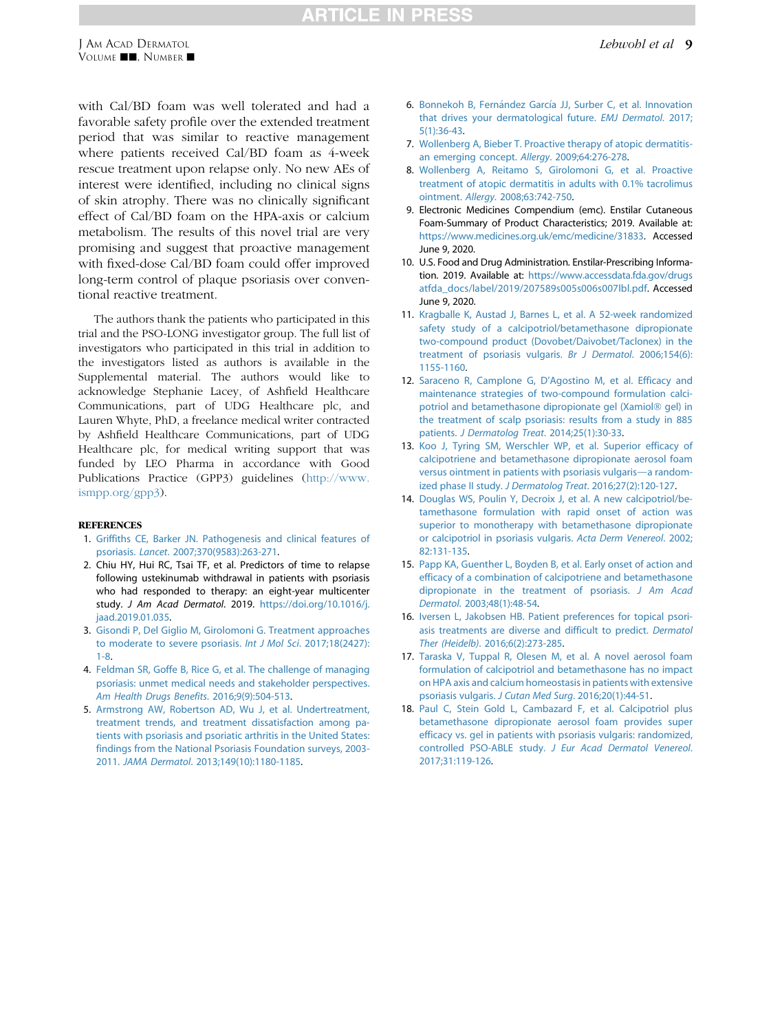with Cal/BD foam was well tolerated and had a favorable safety profile over the extended treatment period that was similar to reactive management where patients received Cal/BD foam as 4-week rescue treatment upon relapse only. No new AEs of interest were identified, including no clinical signs of skin atrophy. There was no clinically significant effect of Cal/BD foam on the HPA-axis or calcium metabolism. The results of this novel trial are very promising and suggest that proactive management with fixed-dose Cal/BD foam could offer improved long-term control of plaque psoriasis over conventional reactive treatment.

The authors thank the patients who participated in this trial and the PSO-LONG investigator group. The full list of investigators who participated in this trial in addition to the investigators listed as authors is available in the Supplemental material. The authors would like to acknowledge Stephanie Lacey, of Ashfield Healthcare Communications, part of UDG Healthcare plc, and Lauren Whyte, PhD, a freelance medical writer contracted by Ashfield Healthcare Communications, part of UDG Healthcare plc, for medical writing support that was funded by LEO Pharma in accordance with Good Publications Practice (GPP3) guidelines (http://www.ismpp.org/gpp3).

## REFERENCES

1. Griffiths CE, Barker JN. Pathogenesis and clinical features of psoriasis. *Lancet*. 2007;370(9583):263-271.
2. Chiu HY, Hui RC, Tsai TF, et al. Predictors of time to relapse following ustekinumab withdrawal in patients with psoriasis who had responded to therapy: an eight-year multicenter study. *J Am Acad Dermatol*. 2019. https://doi.org/10.1016/j.jaad.2019.01.035.
3. Gisondi P, Del Giglio M, Girolomoni G. Treatment approaches to moderate to severe psoriasis. *Int J Mol Sci*. 2017;18(2427):1-8.
4. Feldman SR, Goffe B, Rice G, et al. The challenge of managing psoriasis: unmet medical needs and stakeholder perspectives. *Am Health Drugs Benefits*. 2016;9(9):504-513.
5. Armstrong AW, Robertson AD, Wu J, et al. Undertreatment, treatment trends, and treatment dissatisfaction among patients with psoriasis and psoriatic arthritis in the United States: findings from the National Psoriasis Foundation surveys, 2003-2011. *JAMA Dermatol*. 2013;149(10):1180-1185.
6. Bonnekoh B, Fernández García JJ, Surber C, et al. Innovation that drives your dermatological future. *EMJ Dermatol*. 2017;5(1):36-43.
7. Wollenberg A, Bieber T. Proactive therapy of atopic dermatitis-an emerging concept. *Allergy*. 2009;64:276-278.
8. Wollenberg A, Reitamo S, Girolomoni G, et al. Proactive treatment of atopic dermatitis in adults with 0.1% tacrolimus ointment. *Allergy*. 2008;63:742-750.
9. Electronic Medicines Compendium (emc). Enstilar Cutaneous Foam-Summary of Product Characteristics; 2019. Available at: https://www.medicines.org.uk/emc/medicine/31833. Accessed June 9, 2020.
10. U.S. Food and Drug Administration. Enstilar-Prescribing Information. 2019. Available at: https://www.accessdata.fda.gov/drugsatfda_docs/label/2019/207589s005s006s007lbl.pdf. Accessed June 9, 2020.
11. Kragballe K, Austad J, Barnes L, et al. A 52-week randomized safety study of a calcipotriol/betamethasone dipropionate two-compound product (Dovobet/Daivobet/Taclonex) in the treatment of psoriasis vulgaris. *Br J Dermatol*. 2006;154(6):1155-1160.
12. Saraceno R, Camplone G, D'Agostino M, et al. Efficacy and maintenance strategies of two-compound formulation calcipotriol and betamethasone dipropionate gel (Xamiol® gel) in the treatment of scalp psoriasis: results from a study in 885 patients. *J Dermatolog Treat*. 2014;25(1):30-33.
13. Koo J, Tyring SM, Werschler WP, et al. Superior efficacy of calcipotriene and betamethasone dipropionate aerosol foam versus ointment in patients with psoriasis vulgaris—a randomized phase II study. *J Dermatolog Treat*. 2016;27(2):120-127.
14. Douglas WS, Poulin Y, Decroix J, et al. A new calcipotriol/betamethasone formulation with rapid onset of action was superior to monotherapy with betamethasone dipropionate or calcipotriol in psoriasis vulgaris. *Acta Derm Venereol*. 2002;82:131-135.
15. Papp KA, Guenther L, Boyden B, et al. Early onset of action and efficacy of a combination of calcipotriene and betamethasone dipropionate in the treatment of psoriasis. *J Am Acad Dermatol*. 2003;48(1):48-54.
16. Iversen L, Jakobsen HB. Patient preferences for topical psoriasis treatments are diverse and difficult to predict. *Dermatol Ther (Heidelb)*. 2016;6(2):273-285.
17. Taraska V, Tuppal R, Olesen M, et al. A novel aerosol foam formulation of calcipotriol and betamethasone has no impact on HPA axis and calcium homeostasis in patients with extensive psoriasis vulgaris. *J Cutan Med Surg*. 2016;20(1):44-51.
18. Paul C, Stein Gold L, Cambazard F, et al. Calcipotriol plus betamethasone dipropionate aerosol foam provides superior efficacy vs. gel in patients with psoriasis vulgaris: randomized, controlled PSO-ABLE study. *J Eur Acad Dermatol Venereol*. 2017;31:119-126.